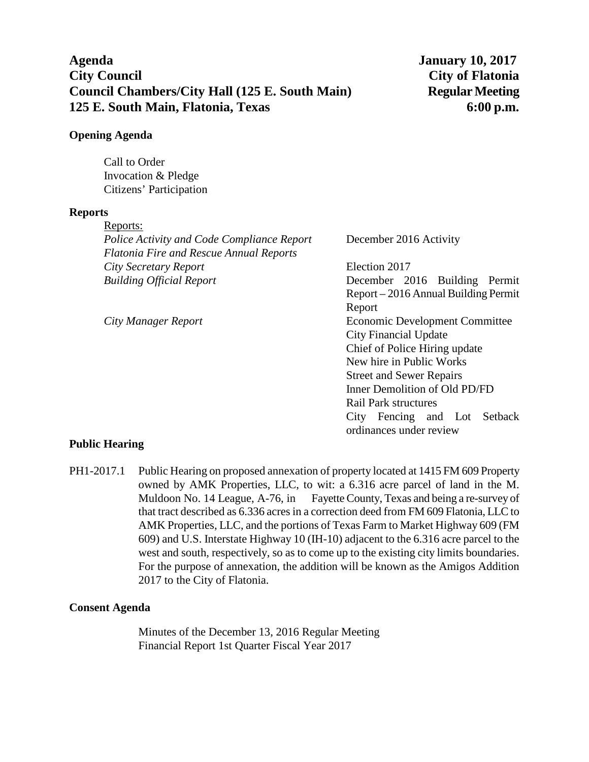**Agenda** **January 10, 2017**
**City Council** **City of Flatonia**
**Council Chambers/City Hall (125 E. South Main)** **Regular Meeting**
**125 E. South Main, Flatonia, Texas** **6:00 p.m.**

**Opening Agenda**

Call to Order
Invocation & Pledge
Citizens' Participation

**Reports**

Reports:

| | |
|---|---|
| *Police Activity and Code Compliance Report* | December 2016 Activity |
| *Flatonia Fire and Rescue Annual Reports* | |
| *City Secretary Report* | Election 2017 |
| *Building Official Report* | December 2016 Building Permit Report – 2016 Annual Building Permit Report |
| *City Manager Report* | Economic Development Committee<br>City Financial Update<br>Chief of Police Hiring update<br>New hire in Public Works<br>Street and Sewer Repairs<br>Inner Demolition of Old PD/FD<br>Rail Park structures<br>City Fencing and Lot Setback ordinances under review |

**Public Hearing**

PH1-2017.1 Public Hearing on proposed annexation of property located at 1415 FM 609 Property owned by AMK Properties, LLC, to wit: a 6.316 acre parcel of land in the M. Muldoon No. 14 League, A-76, in Fayette County, Texas and being a re-survey of that tract described as 6.336 acres in a correction deed from FM 609 Flatonia, LLC to AMK Properties, LLC, and the portions of Texas Farm to Market Highway 609 (FM 609) and U.S. Interstate Highway 10 (IH-10) adjacent to the 6.316 acre parcel to the west and south, respectively, so as to come up to the existing city limits boundaries. For the purpose of annexation, the addition will be known as the Amigos Addition 2017 to the City of Flatonia.

**Consent Agenda**

Minutes of the December 13, 2016 Regular Meeting
Financial Report 1st Quarter Fiscal Year 2017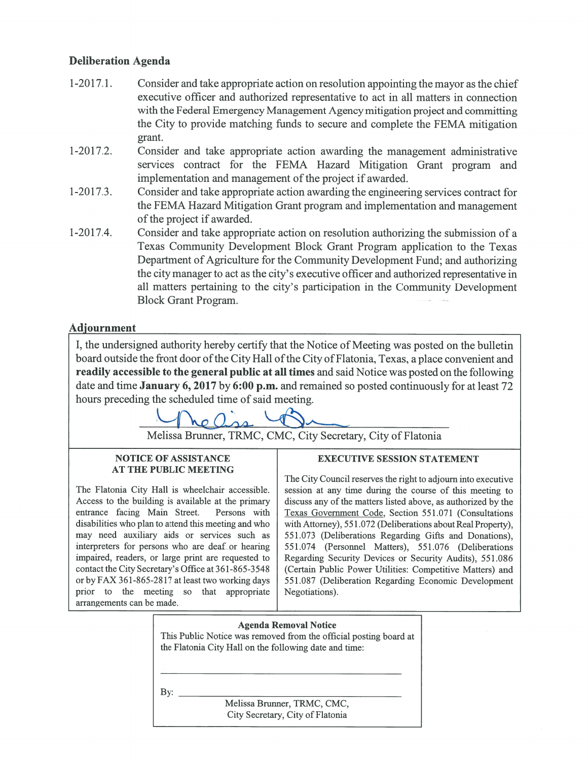**Deliberation Agenda**

1-2017.1. Consider and take appropriate action on resolution appointing the mayor as the chief executive officer and authorized representative to act in all matters in connection with the Federal Emergency Management Agency mitigation project and committing the City to provide matching funds to secure and complete the FEMA mitigation grant.

1-2017.2. Consider and take appropriate action awarding the management administrative services contract for the FEMA Hazard Mitigation Grant program and implementation and management of the project if awarded.

1-2017.3. Consider and take appropriate action awarding the engineering services contract for the FEMA Hazard Mitigation Grant program and implementation and management of the project if awarded.

1-2017.4. Consider and take appropriate action on resolution authorizing the submission of a Texas Community Development Block Grant Program application to the Texas Department of Agriculture for the Community Development Fund; and authorizing the city manager to act as the city's executive officer and authorized representative in all matters pertaining to the city's participation in the Community Development Block Grant Program.

**Adjournment**

I, the undersigned authority hereby certify that the Notice of Meeting was posted on the bulletin board outside the front door of the City Hall of the City of Flatonia, Texas, a place convenient and **readily accessible to the general public at all times** and said Notice was posted on the following date and time **January 6, 2017** by **6:00 p.m.** and remained so posted continuously for at least 72 hours preceding the scheduled time of said meeting.

Melissa Brunner, TRMC, CMC, City Secretary, City of Flatonia

**NOTICE OF ASSISTANCE AT THE PUBLIC MEETING**

The Flatonia City Hall is wheelchair accessible. Access to the building is available at the primary entrance facing Main Street. Persons with disabilities who plan to attend this meeting and who may need auxiliary aids or services such as interpreters for persons who are deaf or hearing impaired, readers, or large print are requested to contact the City Secretary's Office at 361-865-3548 or by FAX 361-865-2817 at least two working days prior to the meeting so that appropriate arrangements can be made.

**EXECUTIVE SESSION STATEMENT**

The City Council reserves the right to adjourn into executive session at any time during the course of this meeting to discuss any of the matters listed above, as authorized by the Texas Government Code, Section 551.071 (Consultations with Attorney), 551.072 (Deliberations about Real Property), 551.073 (Deliberations Regarding Gifts and Donations), 551.074 (Personnel Matters), 551.076 (Deliberations Regarding Security Devices or Security Audits), 551.086 (Certain Public Power Utilities: Competitive Matters) and 551.087 (Deliberation Regarding Economic Development Negotiations).

**Agenda Removal Notice**

This Public Notice was removed from the official posting board at the Flatonia City Hall on the following date and time:

\_\_\_\_\_\_\_\_\_\_\_\_\_\_\_\_\_\_\_\_\_\_\_\_\_\_\_\_\_\_\_\_\_\_\_\_\_\_\_\_

By: \_\_\_\_\_\_\_\_\_\_\_\_\_\_\_\_\_\_\_\_\_\_\_\_\_\_\_\_\_\_\_\_\_\_\_\_

Melissa Brunner, TRMC, CMC,
City Secretary, City of Flatonia